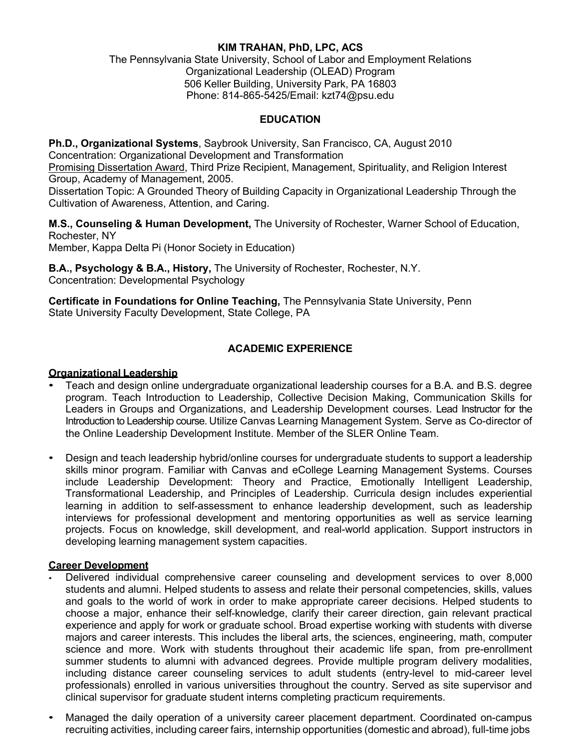# KIM TRAHAN, PhD, LPC, ACS

The Pennsylvania State University, School of Labor and Employment Relations
Organizational Leadership (OLEAD) Program
506 Keller Building, University Park, PA 16803
Phone: 814-865-5425/Email: kzt74@psu.edu

## EDUCATION

**Ph.D., Organizational Systems**, Saybrook University, San Francisco, CA, August 2010
Concentration: Organizational Development and Transformation
<u>Promising Dissertation Award</u>, Third Prize Recipient, Management, Spirituality, and Religion Interest Group, Academy of Management, 2005.
Dissertation Topic: A Grounded Theory of Building Capacity in Organizational Leadership Through the Cultivation of Awareness, Attention, and Caring.

**M.S., Counseling & Human Development,** The University of Rochester, Warner School of Education, Rochester, NY
Member, Kappa Delta Pi (Honor Society in Education)

**B.A., Psychology & B.A., History,** The University of Rochester, Rochester, N.Y.
Concentration: Developmental Psychology

**Certificate in Foundations for Online Teaching,** The Pennsylvania State University, Penn State University Faculty Development, State College, PA

## ACADEMIC EXPERIENCE

### Organizational Leadership

- Teach and design online undergraduate organizational leadership courses for a B.A. and B.S. degree program. Teach Introduction to Leadership, Collective Decision Making, Communication Skills for Leaders in Groups and Organizations, and Leadership Development courses. Lead Instructor for the Introduction to Leadership course. Utilize Canvas Learning Management System. Serve as Co-director of the Online Leadership Development Institute. Member of the SLER Online Team.

- Design and teach leadership hybrid/online courses for undergraduate students to support a leadership skills minor program. Familiar with Canvas and eCollege Learning Management Systems. Courses include Leadership Development: Theory and Practice, Emotionally Intelligent Leadership, Transformational Leadership, and Principles of Leadership. Curricula design includes experiential learning in addition to self-assessment to enhance leadership development, such as leadership interviews for professional development and mentoring opportunities as well as service learning projects. Focus on knowledge, skill development, and real-world application. Support instructors in developing learning management system capacities.

### Career Development

- Delivered individual comprehensive career counseling and development services to over 8,000 students and alumni. Helped students to assess and relate their personal competencies, skills, values and goals to the world of work in order to make appropriate career decisions. Helped students to choose a major, enhance their self-knowledge, clarify their career direction, gain relevant practical experience and apply for work or graduate school. Broad expertise working with students with diverse majors and career interests. This includes the liberal arts, the sciences, engineering, math, computer science and more. Work with students throughout their academic life span, from pre-enrollment summer students to alumni with advanced degrees. Provide multiple program delivery modalities, including distance career counseling services to adult students (entry-level to mid-career level professionals) enrolled in various universities throughout the country. Served as site supervisor and clinical supervisor for graduate student interns completing practicum requirements.

- Managed the daily operation of a university career placement department. Coordinated on-campus recruiting activities, including career fairs, internship opportunities (domestic and abroad), full-time jobs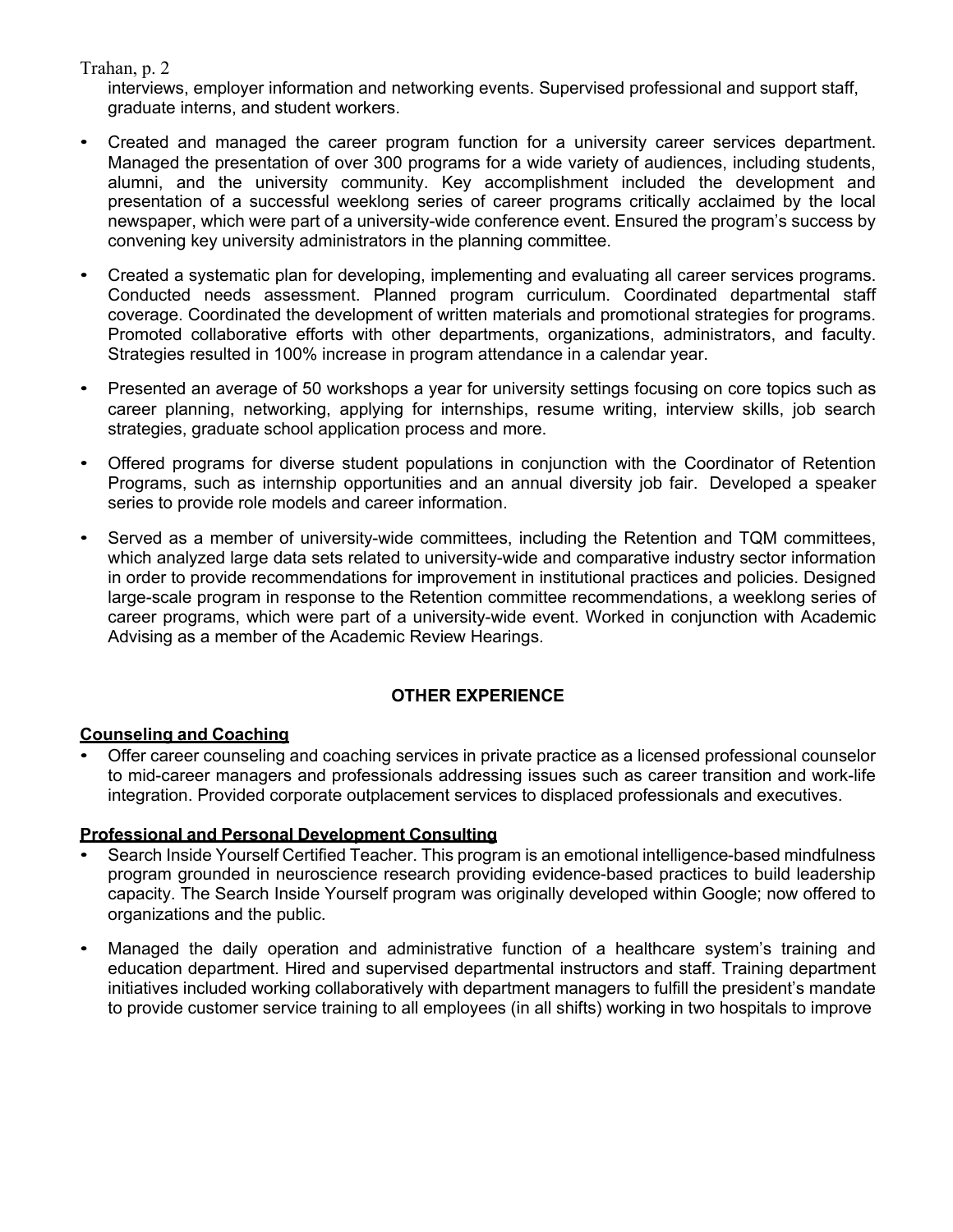interviews, employer information and networking events. Supervised professional and support staff, graduate interns, and student workers.

- Created and managed the career program function for a university career services department. Managed the presentation of over 300 programs for a wide variety of audiences, including students, alumni, and the university community. Key accomplishment included the development and presentation of a successful weeklong series of career programs critically acclaimed by the local newspaper, which were part of a university-wide conference event. Ensured the program's success by convening key university administrators in the planning committee.

- Created a systematic plan for developing, implementing and evaluating all career services programs. Conducted needs assessment. Planned program curriculum. Coordinated departmental staff coverage. Coordinated the development of written materials and promotional strategies for programs. Promoted collaborative efforts with other departments, organizations, administrators, and faculty. Strategies resulted in 100% increase in program attendance in a calendar year.

- Presented an average of 50 workshops a year for university settings focusing on core topics such as career planning, networking, applying for internships, resume writing, interview skills, job search strategies, graduate school application process and more.

- Offered programs for diverse student populations in conjunction with the Coordinator of Retention Programs, such as internship opportunities and an annual diversity job fair. Developed a speaker series to provide role models and career information.

- Served as a member of university-wide committees, including the Retention and TQM committees, which analyzed large data sets related to university-wide and comparative industry sector information in order to provide recommendations for improvement in institutional practices and policies. Designed large-scale program in response to the Retention committee recommendations, a weeklong series of career programs, which were part of a university-wide event. Worked in conjunction with Academic Advising as a member of the Academic Review Hearings.

## OTHER EXPERIENCE

### Counseling and Coaching

- Offer career counseling and coaching services in private practice as a licensed professional counselor to mid-career managers and professionals addressing issues such as career transition and work-life integration. Provided corporate outplacement services to displaced professionals and executives.

### Professional and Personal Development Consulting

- Search Inside Yourself Certified Teacher. This program is an emotional intelligence-based mindfulness program grounded in neuroscience research providing evidence-based practices to build leadership capacity. The Search Inside Yourself program was originally developed within Google; now offered to organizations and the public.

- Managed the daily operation and administrative function of a healthcare system's training and education department. Hired and supervised departmental instructors and staff. Training department initiatives included working collaboratively with department managers to fulfill the president's mandate to provide customer service training to all employees (in all shifts) working in two hospitals to improve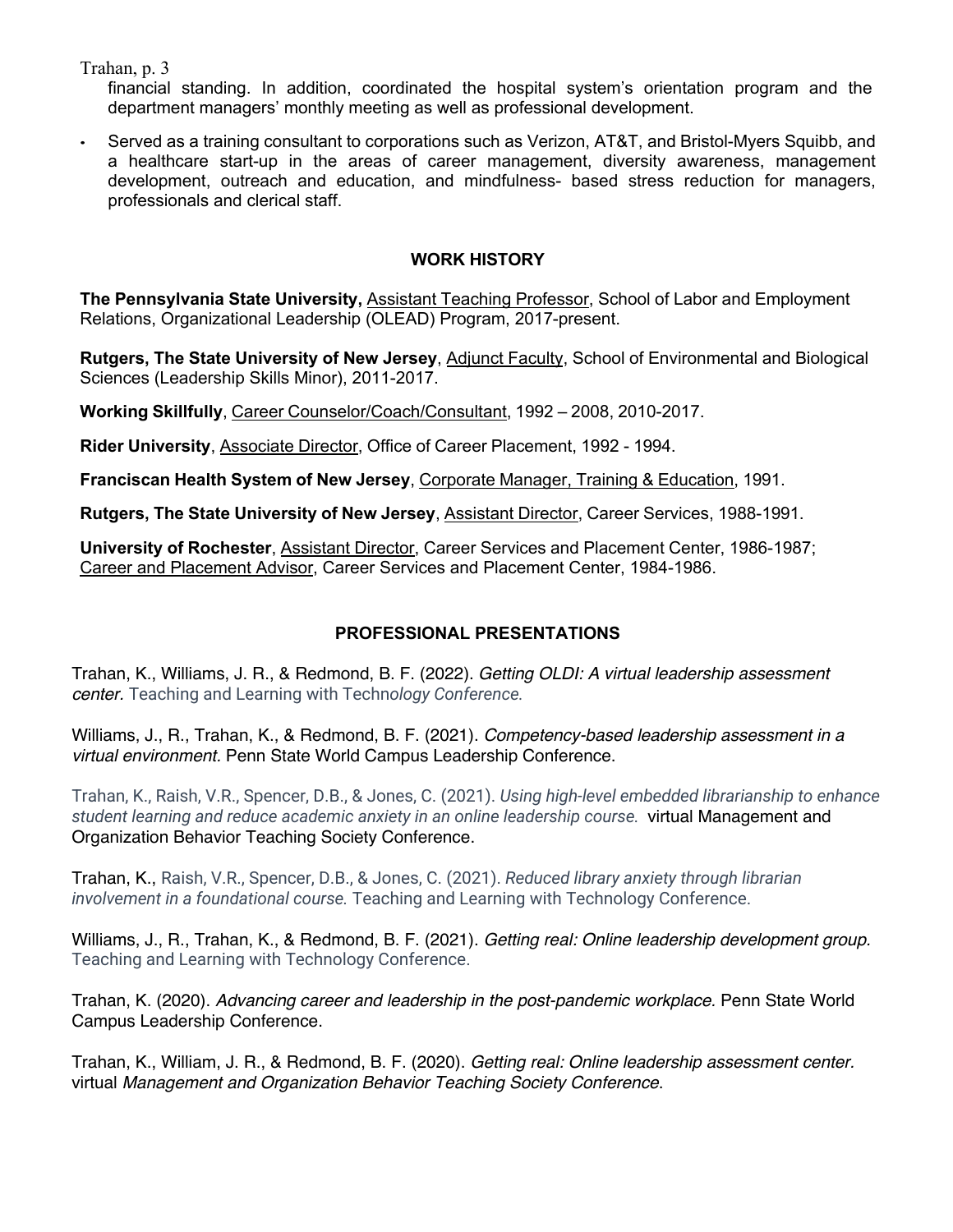financial standing. In addition, coordinated the hospital system's orientation program and the department managers' monthly meeting as well as professional development.

- Served as a training consultant to corporations such as Verizon, AT&T, and Bristol-Myers Squibb, and a healthcare start-up in the areas of career management, diversity awareness, management development, outreach and education, and mindfulness- based stress reduction for managers, professionals and clerical staff.

## WORK HISTORY

**The Pennsylvania State University,** <u>Assistant Teaching Professor</u>, School of Labor and Employment Relations, Organizational Leadership (OLEAD) Program, 2017-present.

**Rutgers, The State University of New Jersey**, <u>Adjunct Faculty</u>, School of Environmental and Biological Sciences (Leadership Skills Minor), 2011-2017.

**Working Skillfully**, <u>Career Counselor/Coach/Consultant</u>, 1992 – 2008, 2010-2017.

**Rider University**, <u>Associate Director</u>, Office of Career Placement, 1992 - 1994.

**Franciscan Health System of New Jersey**, <u>Corporate Manager, Training & Education</u>, 1991.

**Rutgers, The State University of New Jersey**, <u>Assistant Director</u>, Career Services, 1988-1991.

**University of Rochester**, <u>Assistant Director</u>, Career Services and Placement Center, 1986-1987; <u>Career and Placement Advisor</u>, Career Services and Placement Center, 1984-1986.

## PROFESSIONAL PRESENTATIONS

Trahan, K., Williams, J. R., & Redmond, B. F. (2022). *Getting OLDI: A virtual leadership assessment center.* Teaching and Learning with Techn*ology Conference.*

Williams, J., R., Trahan, K., & Redmond, B. F. (2021). *Competency-based leadership assessment in a virtual environment.* Penn State World Campus Leadership Conference.

Trahan, K., Raish, V.R., Spencer, D.B., & Jones, C. (2021). *Using high-level embedded librarianship to enhance student learning and reduce academic anxiety in an online leadership course.* virtual Management and Organization Behavior Teaching Society Conference.

Trahan, K., Raish, V.R., Spencer, D.B., & Jones, C. (2021). *Reduced library anxiety through librarian involvement in a foundational course.* Teaching and Learning with Technology Conference.

Williams, J., R., Trahan, K., & Redmond, B. F. (2021). *Getting real: Online leadership development group.* Teaching and Learning with Technology Conference.

Trahan, K. (2020). *Advancing career and leadership in the post-pandemic workplace.* Penn State World Campus Leadership Conference.

Trahan, K., William, J. R., & Redmond, B. F. (2020). *Getting real: Online leadership assessment center.* virtual *Management and Organization Behavior Teaching Society Conference*.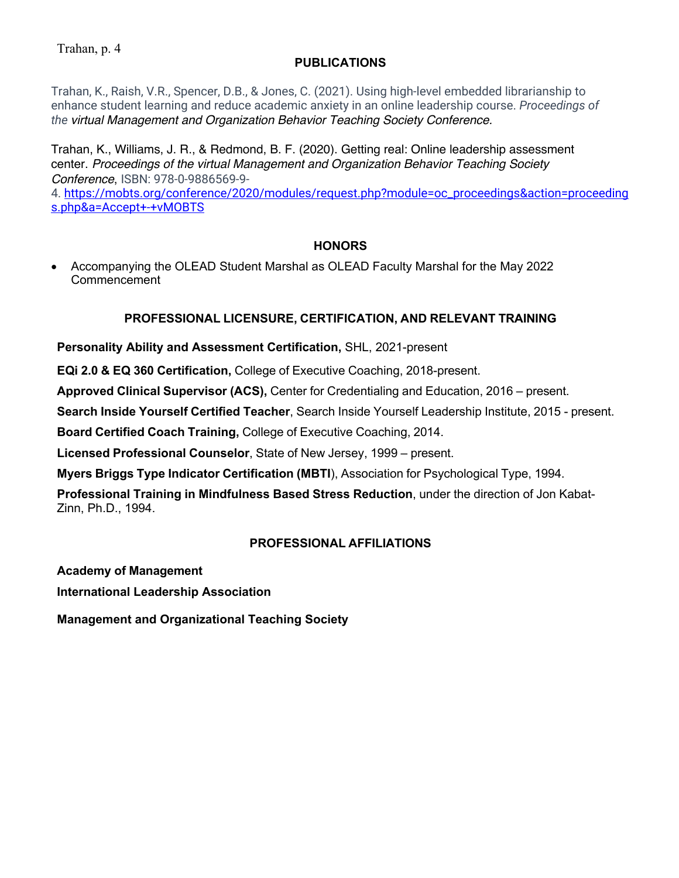## PUBLICATIONS

Trahan, K., Raish, V.R., Spencer, D.B., & Jones, C. (2021). Using high-level embedded librarianship to enhance student learning and reduce academic anxiety in an online leadership course. *Proceedings of the virtual Management and Organization Behavior Teaching Society Conference.*

Trahan, K., Williams, J. R., & Redmond, B. F. (2020). Getting real: Online leadership assessment center. *Proceedings of the virtual Management and Organization Behavior Teaching Society Conference*, ISBN: 978-0-9886569-9-4. https://mobts.org/conference/2020/modules/request.php?module=oc_proceedings&action=proceedings.php&a=Accept+-+vMOBTS

## HONORS

- Accompanying the OLEAD Student Marshal as OLEAD Faculty Marshal for the May 2022 Commencement

## PROFESSIONAL LICENSURE, CERTIFICATION, AND RELEVANT TRAINING

**Personality Ability and Assessment Certification,** SHL, 2021-present

**EQi 2.0 & EQ 360 Certification,** College of Executive Coaching, 2018-present.

**Approved Clinical Supervisor (ACS),** Center for Credentialing and Education, 2016 – present.

**Search Inside Yourself Certified Teacher**, Search Inside Yourself Leadership Institute, 2015 - present.

**Board Certified Coach Training,** College of Executive Coaching, 2014.

**Licensed Professional Counselor**, State of New Jersey, 1999 – present.

**Myers Briggs Type Indicator Certification (MBTI**), Association for Psychological Type, 1994.

**Professional Training in Mindfulness Based Stress Reduction**, under the direction of Jon Kabat-Zinn, Ph.D., 1994.

## PROFESSIONAL AFFILIATIONS

**Academy of Management**

**International Leadership Association**

**Management and Organizational Teaching Society**